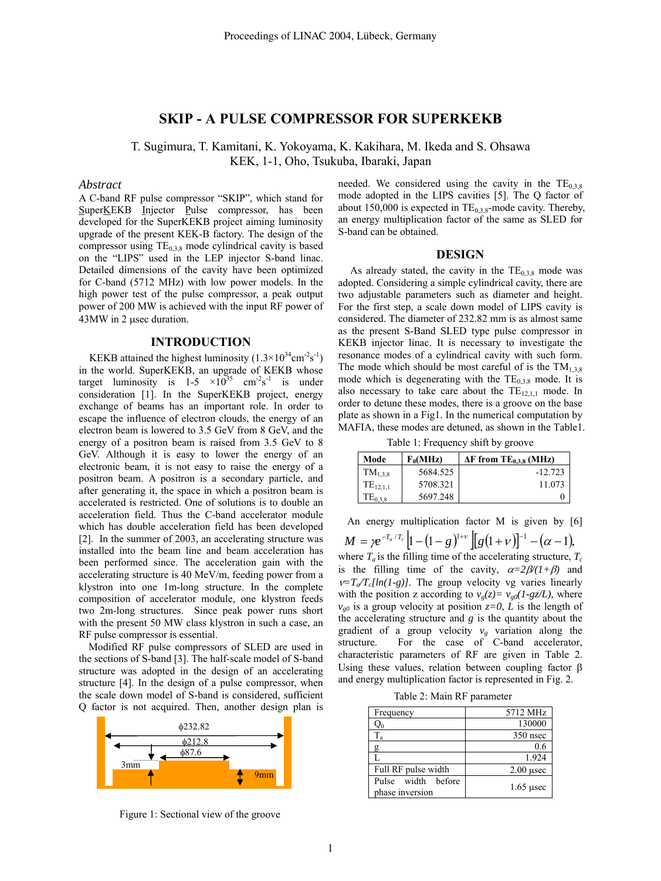# SKIP - A PULSE COMPRESSOR FOR SUPERKEKB

T. Sugimura, T. Kamitani, K. Yokoyama, K. Kakihara, M. Ikeda and S. Ohsawa
KEK, 1-1, Oho, Tsukuba, Ibaraki, Japan

### *Abstract*

A C-band RF pulse compressor "SKIP", which stand for SuperKEKB Injector Pulse compressor, has been developed for the SuperKEKB project aiming luminosity upgrade of the present KEK-B factory. The design of the compressor using $TE_{0,3,8}$ mode cylindrical cavity is based on the "LIPS" used in the LEP injector S-band linac. Detailed dimensions of the cavity have been optimized for C-band (5712 MHz) with low power models. In the high power test of the pulse compressor, a peak output power of 200 MW is achieved with the input RF power of 43MW in 2 μsec duration.

## INTRODUCTION

KEKB attained the highest luminosity ($1.3\times10^{34}$cm$^{-2}$s$^{-1}$) in the world. SuperKEKB, an upgrade of KEKB whose target luminosity is 1-5 $\times10^{35}$ cm$^{-2}$s$^{-1}$ is under consideration [1]. In the SuperKEKB project, energy exchange of beams has an important role. In order to escape the influence of electron clouds, the energy of an electron beam is lowered to 3.5 GeV from 8 GeV, and the energy of a positron beam is raised from 3.5 GeV to 8 GeV. Although it is easy to lower the energy of an electronic beam, it is not easy to raise the energy of a positron beam. A positron is a secondary particle, and after generating it, the space in which a positron beam is accelerated is restricted. One of solutions is to double an acceleration field. Thus the C-band accelerator module which has double acceleration field has been developed [2]. In the summer of 2003, an accelerating structure was installed into the beam line and beam acceleration has been performed since. The acceleration gain with the accelerating structure is 40 MeV/m, feeding power from a klystron into one 1m-long structure. In the complete composition of accelerator module, one klystron feeds two 2m-long structures. Since peak power runs short with the present 50 MW class klystron in such a case, an RF pulse compressor is essential.

Modified RF pulse compressors of SLED are used in the sections of S-band [3]. The half-scale model of S-band structure was adopted in the design of an accelerating structure [4]. In the design of a pulse compressor, when the scale down model of S-band is considered, sufficient Q factor is not acquired. Then, another design plan is needed. We considered using the cavity in the $TE_{0,3,8}$ mode adopted in the LIPS cavities [5]. The Q factor of about 150,000 is expected in $TE_{0,3,8}$-mode cavity. Thereby, an energy multiplication factor of the same as SLED for S-band can be obtained.

Figure 1: Sectional view of the groove

## DESIGN

As already stated, the cavity in the $TE_{0,3,8}$ mode was adopted. Considering a simple cylindrical cavity, there are two adjustable parameters such as diameter and height. For the first step, a scale down model of LIPS cavity is considered. The diameter of 232.82 mm is as almost same as the present S-Band SLED type pulse compressor in KEKB injector linac. It is necessary to investigate the resonance modes of a cylindrical cavity with such form. The mode which should be most careful of is the $TM_{1,3,8}$ mode which is degenerating with the $TE_{0,3,8}$ mode. It is also necessary to take care about the $TE_{12,1,1}$ mode. In order to detune these modes, there is a groove on the base plate as shown in a Fig1. In the numerical computation by MAFIA, these modes are detuned, as shown in the Table1.

Table 1: Frequency shift by groove

| Mode | $F_0$(MHz) | ΔF from $TE_{0,3,8}$ (MHz) |
|---|---|---|
| $TM_{1,3,8}$ | 5684.525 | -12.723 |
| $TE_{12,1,1}$ | 5708.321 | 11.073 |
| $TE_{0,3,8}$ | 5697.248 | 0 |

An energy multiplication factor M is given by [6]

$$M = \gamma e^{-T_a/T_c}\left[1-(1-g)^{1+\nu}\right]\left[g(1+\nu)\right]^{-1} - (\alpha - 1),$$

where $T_a$ is the filling time of the accelerating structure, $T_c$ is the filling time of the cavity, $\alpha=2\beta/(1+\beta)$ and $\nu=T_a/T_c[\ln(1-g)]$. The group velocity vg varies linearly with the position z according to $v_g(z)= v_{g0}(1-gz/L)$, where $v_{g0}$ is a group velocity at position $z=0$, $L$ is the length of the accelerating structure and $g$ is the quantity about the gradient of a group velocity $v_g$ variation along the structure. For the case of C-band accelerator, characteristic parameters of RF are given in Table 2. Using these values, relation between coupling factor β and energy multiplication factor is represented in Fig. 2.

Table 2: Main RF parameter

| | |
|---|---|
| Frequency | 5712 MHz |
| $Q_0$ | 130000 |
| $T_a$ | 350 nsec |
| g | 0.6 |
| L | 1.924 |
| Full RF pulse width | 2.00 μsec |
| Pulse width before phase inversion | 1.65 μsec |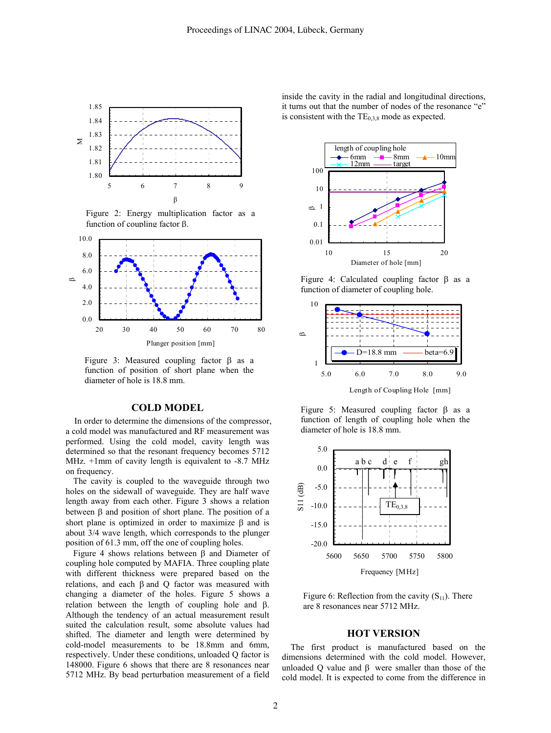Figure 2: Energy multiplication factor as a function of coupling factor β.

Figure 3: Measured coupling factor β as a function of position of short plane when the diameter of hole is 18.8 mm.

## COLD MODEL

In order to determine the dimensions of the compressor, a cold model was manufactured and RF measurement was performed. Using the cold model, cavity length was determined so that the resonant frequency becomes 5712 MHz. +1mm of cavity length is equivalent to -8.7 MHz on frequency.

The cavity is coupled to the waveguide through two holes on the sidewall of waveguide. They are half wave length away from each other. Figure 3 shows a relation between β and position of short plane. The position of a short plane is optimized in order to maximize β and is about 3/4 wave length, which corresponds to the plunger position of 61.3 mm, off the one of coupling holes.

Figure 4 shows relations between β and Diameter of coupling hole computed by MAFIA. Three coupling plate with different thickness were prepared based on the relations, and each β and Q factor was measured with changing a diameter of the holes. Figure 5 shows a relation between the length of coupling hole and β. Although the tendency of an actual measurement result suited the calculation result, some absolute values had shifted. The diameter and length were determined by cold-model measurements to be 18.8mm and 6mm, respectively. Under these conditions, unloaded Q factor is 148000. Figure 6 shows that there are 8 resonances near 5712 MHz. By bead perturbation measurement of a field inside the cavity in the radial and longitudinal directions, it turns out that the number of nodes of the resonance "e" is consistent with the $TE_{0,3,8}$ mode as expected.

Figure 4: Calculated coupling factor β as a function of diameter of coupling hole.

Figure 5: Measured coupling factor β as a function of length of coupling hole when the diameter of hole is 18.8 mm.

Figure 6: Reflection from the cavity ($S_{11}$). There are 8 resonances near 5712 MHz.

## HOT VERSION

The first product is manufactured based on the dimensions determined with the cold model. However, unloaded Q value and β were smaller than those of the cold model. It is expected to come from the difference in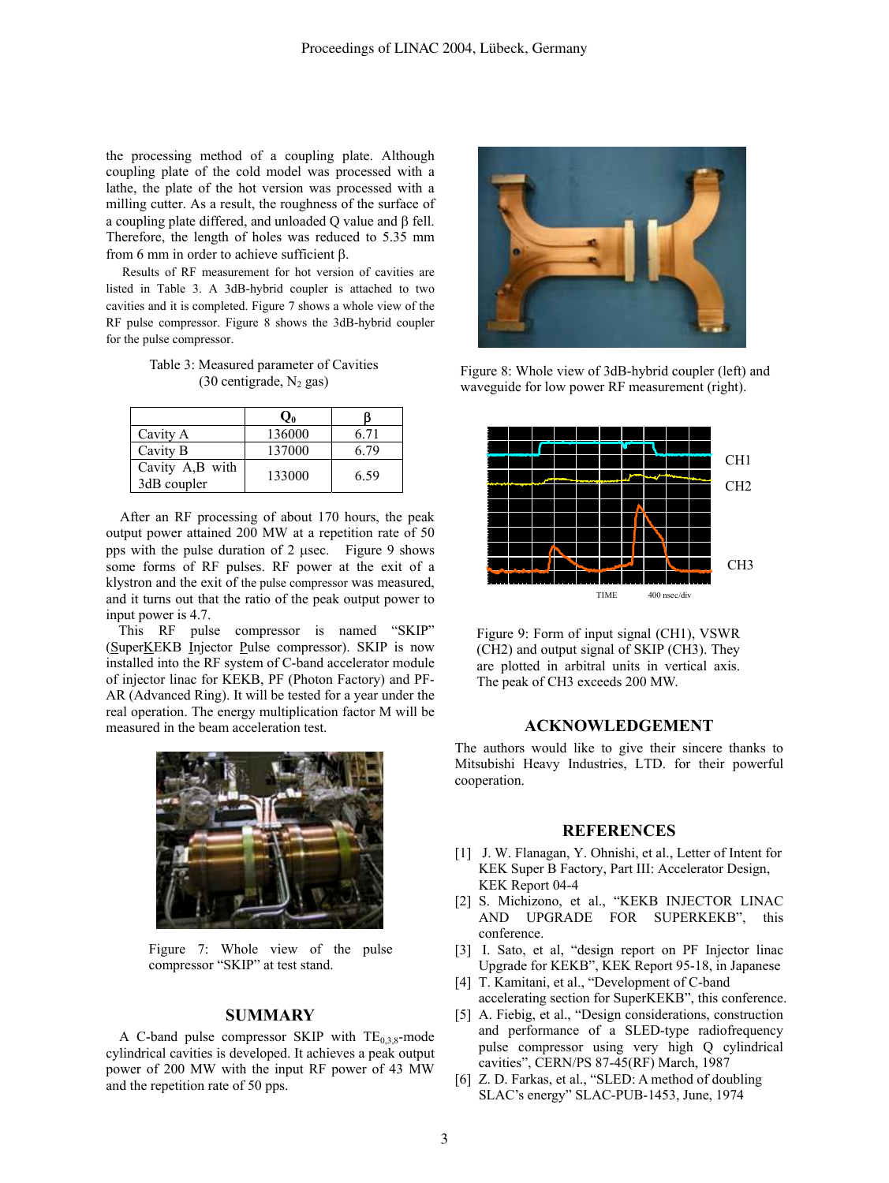the processing method of a coupling plate. Although coupling plate of the cold model was processed with a lathe, the plate of the hot version was processed with a milling cutter. As a result, the roughness of the surface of a coupling plate differed, and unloaded Q value and β fell. Therefore, the length of holes was reduced to 5.35 mm from 6 mm in order to achieve sufficient β.

Results of RF measurement for hot version of cavities are listed in Table 3. A 3dB-hybrid coupler is attached to two cavities and it is completed. Figure 7 shows a whole view of the RF pulse compressor. Figure 8 shows the 3dB-hybrid coupler for the pulse compressor.

Table 3: Measured parameter of Cavities (30 centigrade, $N_2$ gas)

| | $Q_0$ | β |
|---|---|---|
| Cavity A | 136000 | 6.71 |
| Cavity B | 137000 | 6.79 |
| Cavity A,B with 3dB coupler | 133000 | 6.59 |

After an RF processing of about 170 hours, the peak output power attained 200 MW at a repetition rate of 50 pps with the pulse duration of 2 μsec. Figure 9 shows some forms of RF pulses. RF power at the exit of a klystron and the exit of the pulse compressor was measured, and it turns out that the ratio of the peak output power to input power is 4.7.

This RF pulse compressor is named "SKIP" (SuperKEKB Injector Pulse compressor). SKIP is now installed into the RF system of C-band accelerator module of injector linac for KEKB, PF (Photon Factory) and PF-AR (Advanced Ring). It will be tested for a year under the real operation. The energy multiplication factor M will be measured in the beam acceleration test.

Figure 7: Whole view of the pulse compressor "SKIP" at test stand.

## SUMMARY

A C-band pulse compressor SKIP with $TE_{0,3,8}$-mode cylindrical cavities is developed. It achieves a peak output power of 200 MW with the input RF power of 43 MW and the repetition rate of 50 pps.

Figure 8: Whole view of 3dB-hybrid coupler (left) and waveguide for low power RF measurement (right).

CH1

CH2

CH3

TIME

400 nsec/div

Figure 9: Form of input signal (CH1), VSWR (CH2) and output signal of SKIP (CH3). They are plotted in arbitral units in vertical axis. The peak of CH3 exceeds 200 MW.

## ACKNOWLEDGEMENT

The authors would like to give their sincere thanks to Mitsubishi Heavy Industries, LTD. for their powerful cooperation.

## REFERENCES

[1] J. W. Flanagan, Y. Ohnishi, et al., Letter of Intent for KEK Super B Factory, Part III: Accelerator Design, KEK Report 04-4

[2] S. Michizono, et al., "KEKB INJECTOR LINAC AND UPGRADE FOR SUPERKEKB", this conference.

[3] I. Sato, et al, "design report on PF Injector linac Upgrade for KEKB", KEK Report 95-18, in Japanese

[4] T. Kamitani, et al., "Development of C-band accelerating section for SuperKEKB", this conference.

[5] A. Fiebig, et al., "Design considerations, construction and performance of a SLED-type radiofrequency pulse compressor using very high Q cylindrical cavities", CERN/PS 87-45(RF) March, 1987

[6] Z. D. Farkas, et al., "SLED: A method of doubling SLAC's energy" SLAC-PUB-1453, June, 1974